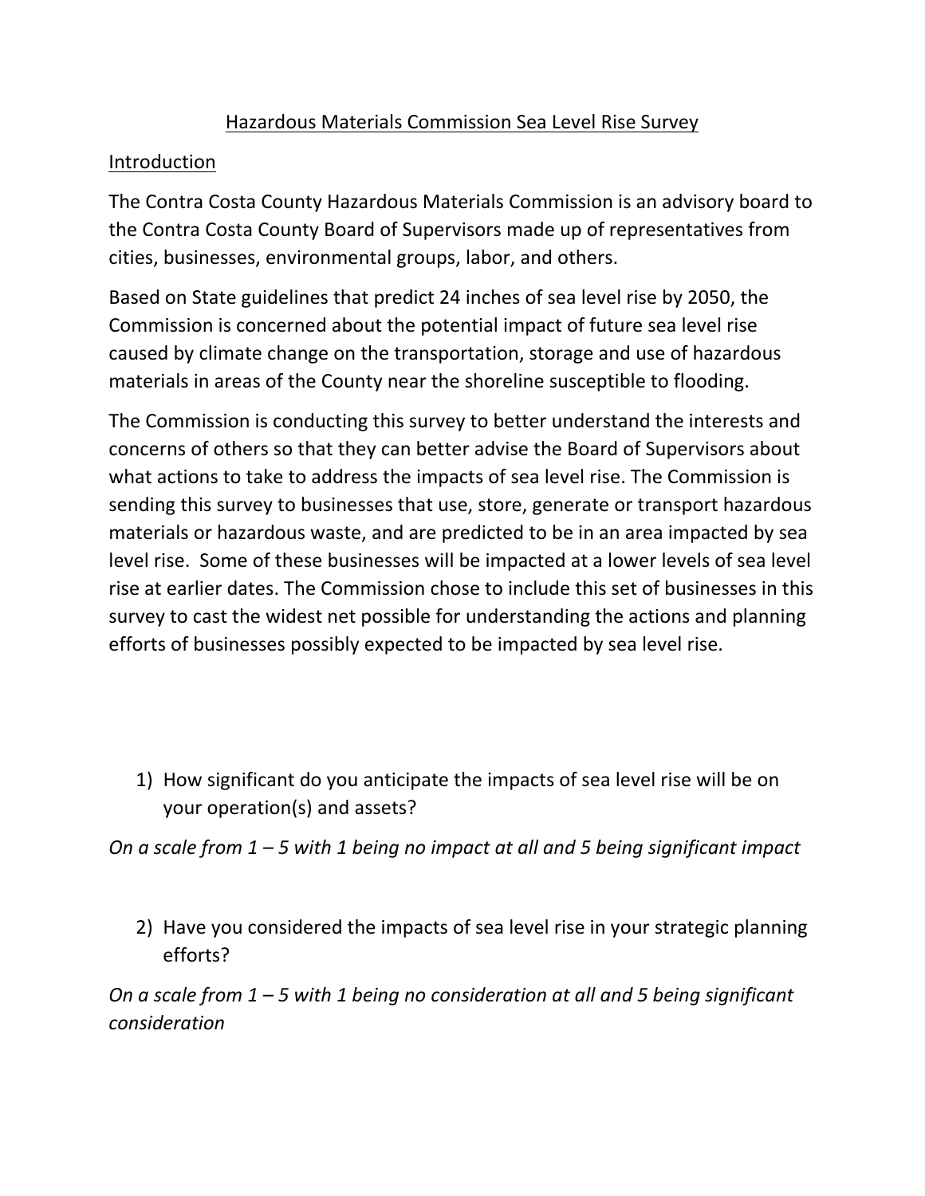# Hazardous Materials Commission Sea Level Rise Survey

## Introduction

The Contra Costa County Hazardous Materials Commission is an advisory board to the Contra Costa County Board of Supervisors made up of representatives from cities, businesses, environmental groups, labor, and others.

Based on State guidelines that predict 24 inches of sea level rise by 2050, the Commission is concerned about the potential impact of future sea level rise caused by climate change on the transportation, storage and use of hazardous materials in areas of the County near the shoreline susceptible to flooding.

The Commission is conducting this survey to better understand the interests and concerns of others so that they can better advise the Board of Supervisors about what actions to take to address the impacts of sea level rise. The Commission is sending this survey to businesses that use, store, generate or transport hazardous materials or hazardous waste, and are predicted to be in an area impacted by sea level rise. Some of these businesses will be impacted at a lower levels of sea level rise at earlier dates. The Commission chose to include this set of businesses in this survey to cast the widest net possible for understanding the actions and planning efforts of businesses possibly expected to be impacted by sea level rise.

1) How significant do you anticipate the impacts of sea level rise will be on your operation(s) and assets?

*On a scale from 1 – 5 with 1 being no impact at all and 5 being significant impact*

2) Have you considered the impacts of sea level rise in your strategic planning efforts?

*On a scale from 1 – 5 with 1 being no consideration at all and 5 being significant consideration*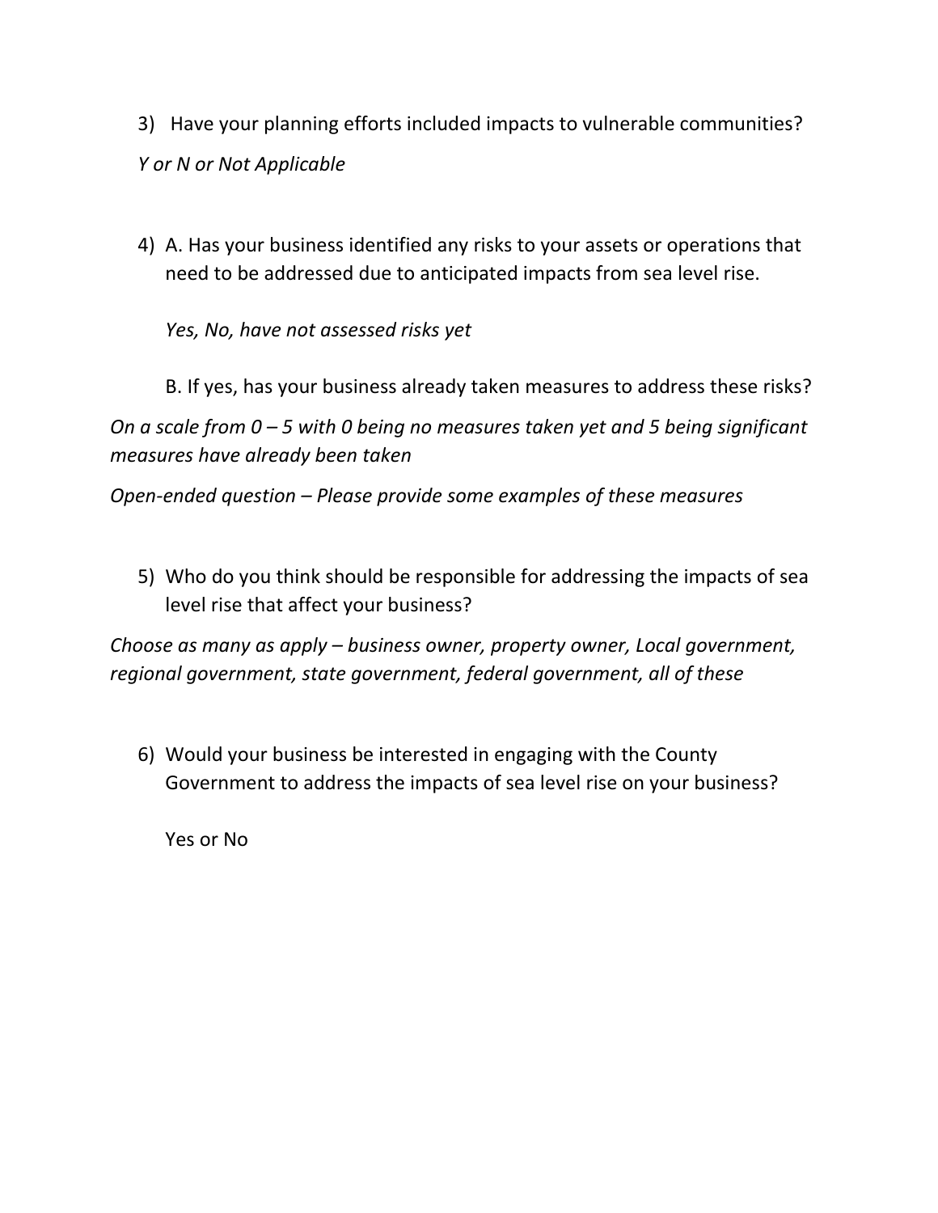3) Have your planning efforts included impacts to vulnerable communities?

   *Y or N or Not Applicable*

4) A. Has your business identified any risks to your assets or operations that need to be addressed due to anticipated impacts from sea level rise.

   *Yes, No, have not assessed risks yet*

   B. If yes, has your business already taken measures to address these risks?

*On a scale from 0 – 5 with 0 being no measures taken yet and 5 being significant measures have already been taken*

*Open-ended question – Please provide some examples of these measures*

5) Who do you think should be responsible for addressing the impacts of sea level rise that affect your business?

*Choose as many as apply – business owner, property owner, Local government, regional government, state government, federal government, all of these*

6) Would your business be interested in engaging with the County Government to address the impacts of sea level rise on your business?

   Yes or No